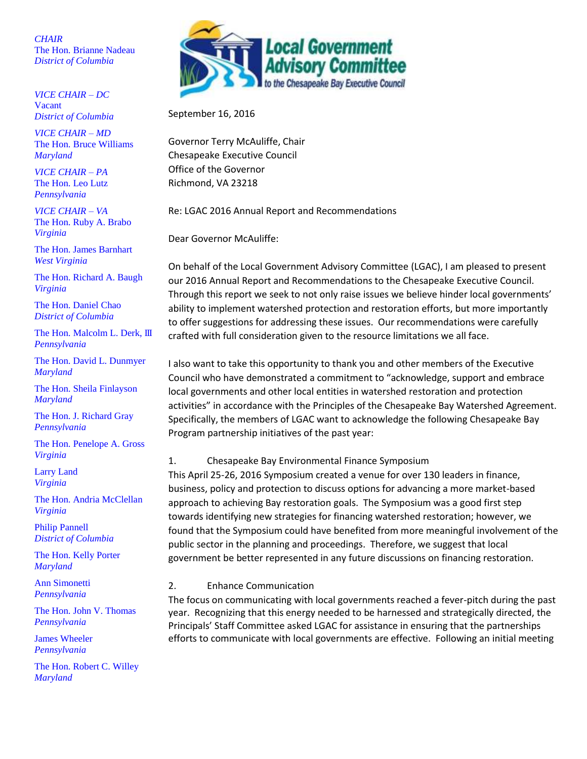**Local Government Advisory Committee**
*to the Chesapeake Bay Executive Council*

*CHAIR*
The Hon. Brianne Nadeau
*District of Columbia*

*VICE CHAIR – DC*
Vacant
*District of Columbia*

*VICE CHAIR – MD*
The Hon. Bruce Williams
*Maryland*

*VICE CHAIR – PA*
The Hon. Leo Lutz
*Pennsylvania*

*VICE CHAIR – VA*
The Hon. Ruby A. Brabo
*Virginia*

The Hon. James Barnhart
*West Virginia*

The Hon. Richard A. Baugh
*Virginia*

The Hon. Daniel Chao
*District of Columbia*

The Hon. Malcolm L. Derk, III
*Pennsylvania*

The Hon. David L. Dunmyer
*Maryland*

The Hon. Sheila Finlayson
*Maryland*

The Hon. J. Richard Gray
*Pennsylvania*

The Hon. Penelope A. Gross
*Virginia*

Larry Land
*Virginia*

The Hon. Andria McClellan
*Virginia*

Philip Pannell
*District of Columbia*

The Hon. Kelly Porter
*Maryland*

Ann Simonetti
*Pennsylvania*

The Hon. John V. Thomas
*Pennsylvania*

James Wheeler
*Pennsylvania*

The Hon. Robert C. Willey
*Maryland*

September 16, 2016

Governor Terry McAuliffe, Chair
Chesapeake Executive Council
Office of the Governor
Richmond, VA 23218

Re: LGAC 2016 Annual Report and Recommendations

Dear Governor McAuliffe:

On behalf of the Local Government Advisory Committee (LGAC), I am pleased to present our 2016 Annual Report and Recommendations to the Chesapeake Executive Council. Through this report we seek to not only raise issues we believe hinder local governments' ability to implement watershed protection and restoration efforts, but more importantly to offer suggestions for addressing these issues. Our recommendations were carefully crafted with full consideration given to the resource limitations we all face.

I also want to take this opportunity to thank you and other members of the Executive Council who have demonstrated a commitment to "acknowledge, support and embrace local governments and other local entities in watershed restoration and protection activities" in accordance with the Principles of the Chesapeake Bay Watershed Agreement. Specifically, the members of LGAC want to acknowledge the following Chesapeake Bay Program partnership initiatives of the past year:

1. Chesapeake Bay Environmental Finance Symposium

This April 25-26, 2016 Symposium created a venue for over 130 leaders in finance, business, policy and protection to discuss options for advancing a more market-based approach to achieving Bay restoration goals. The Symposium was a good first step towards identifying new strategies for financing watershed restoration; however, we found that the Symposium could have benefited from more meaningful involvement of the public sector in the planning and proceedings. Therefore, we suggest that local government be better represented in any future discussions on financing restoration.

2. Enhance Communication

The focus on communicating with local governments reached a fever-pitch during the past year. Recognizing that this energy needed to be harnessed and strategically directed, the Principals' Staff Committee asked LGAC for assistance in ensuring that the partnerships efforts to communicate with local governments are effective. Following an initial meeting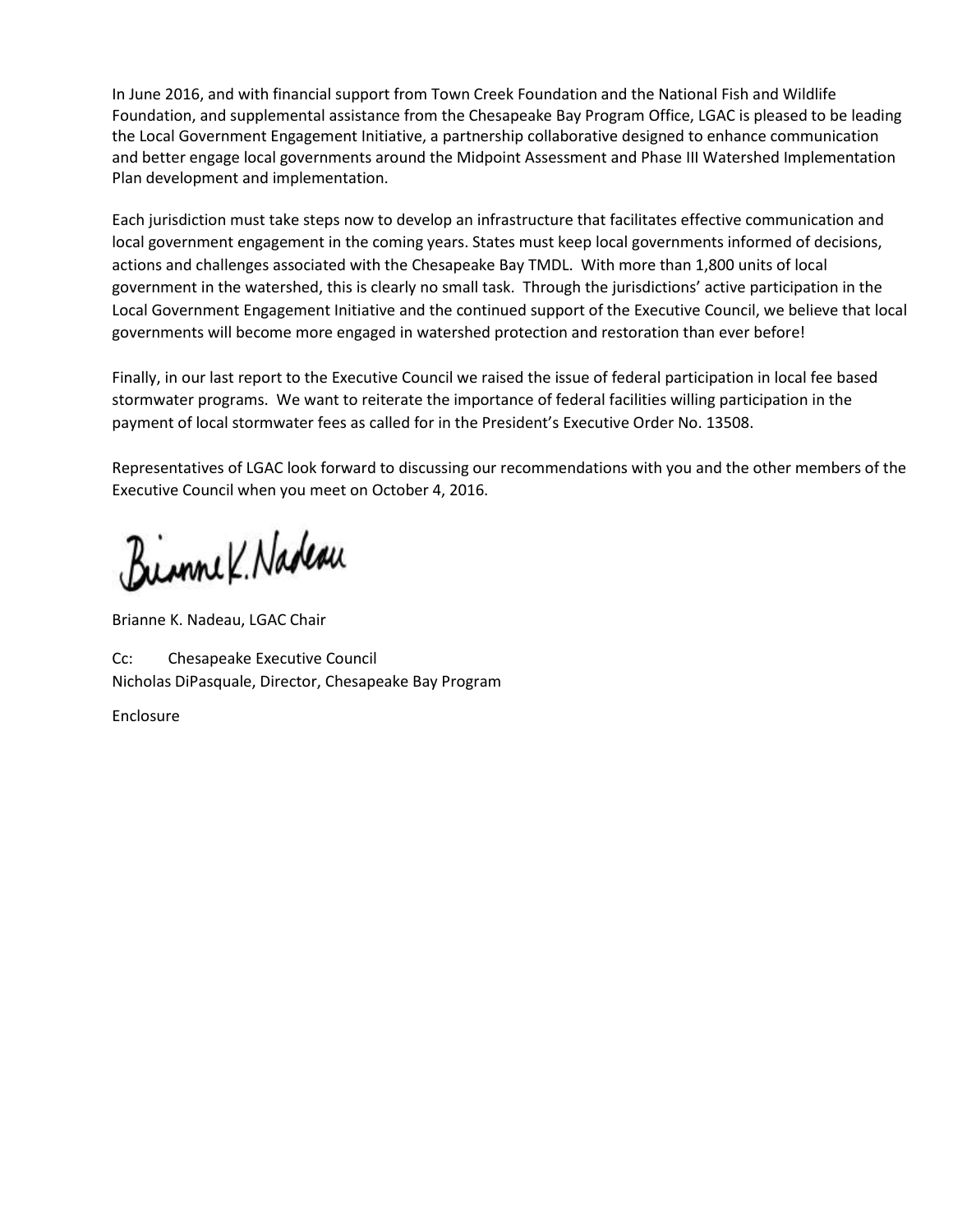In June 2016, and with financial support from Town Creek Foundation and the National Fish and Wildlife Foundation, and supplemental assistance from the Chesapeake Bay Program Office, LGAC is pleased to be leading the Local Government Engagement Initiative, a partnership collaborative designed to enhance communication and better engage local governments around the Midpoint Assessment and Phase III Watershed Implementation Plan development and implementation.

Each jurisdiction must take steps now to develop an infrastructure that facilitates effective communication and local government engagement in the coming years. States must keep local governments informed of decisions, actions and challenges associated with the Chesapeake Bay TMDL. With more than 1,800 units of local government in the watershed, this is clearly no small task. Through the jurisdictions' active participation in the Local Government Engagement Initiative and the continued support of the Executive Council, we believe that local governments will become more engaged in watershed protection and restoration than ever before!

Finally, in our last report to the Executive Council we raised the issue of federal participation in local fee based stormwater programs. We want to reiterate the importance of federal facilities willing participation in the payment of local stormwater fees as called for in the President's Executive Order No. 13508.

Representatives of LGAC look forward to discussing our recommendations with you and the other members of the Executive Council when you meet on October 4, 2016.

Brianne K. Nadeau

Brianne K. Nadeau, LGAC Chair

Cc: Chesapeake Executive Council
Nicholas DiPasquale, Director, Chesapeake Bay Program

Enclosure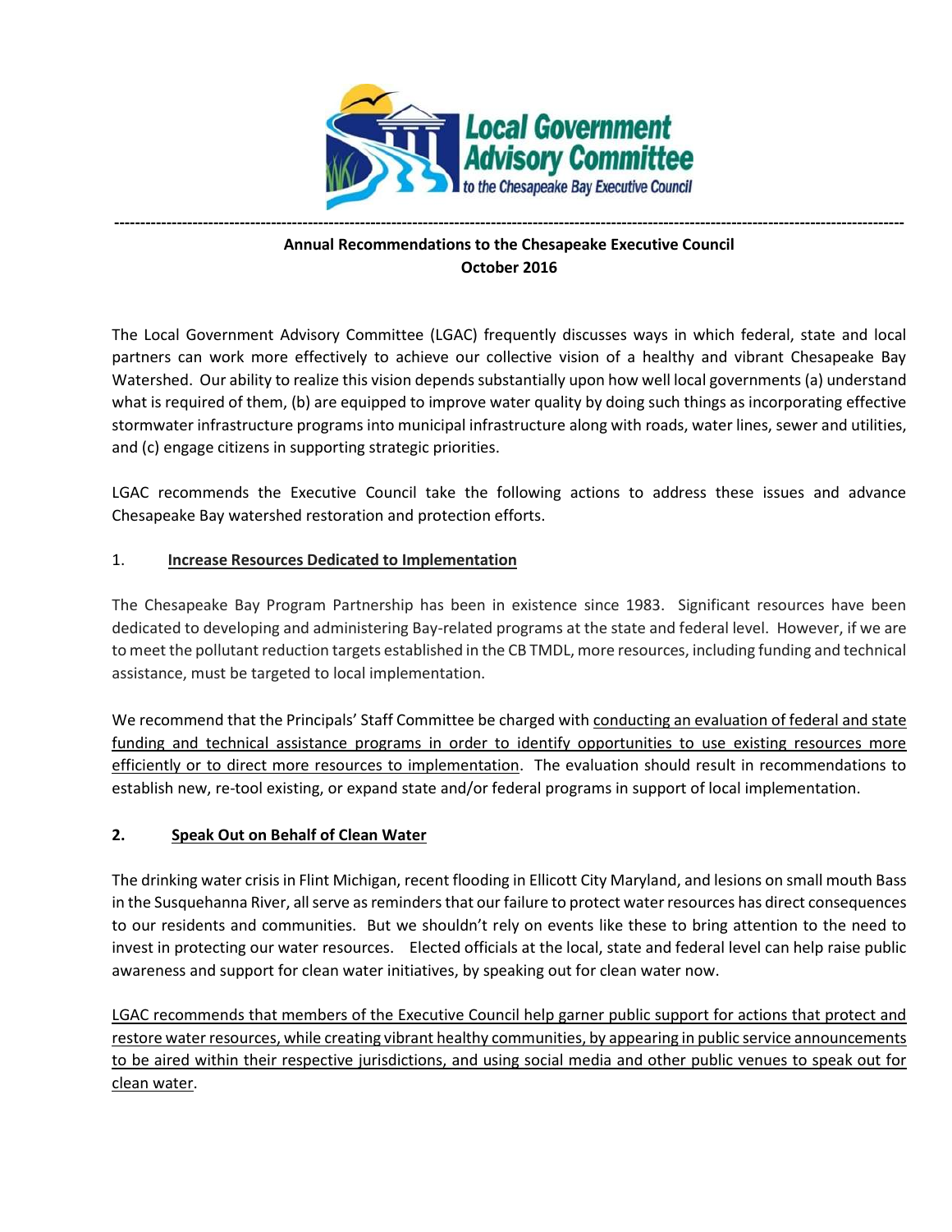Local Government Advisory Committee to the Chesapeake Bay Executive Council

---

**Annual Recommendations to the Chesapeake Executive Council**
**October 2016**

The Local Government Advisory Committee (LGAC) frequently discusses ways in which federal, state and local partners can work more effectively to achieve our collective vision of a healthy and vibrant Chesapeake Bay Watershed. Our ability to realize this vision depends substantially upon how well local governments (a) understand what is required of them, (b) are equipped to improve water quality by doing such things as incorporating effective stormwater infrastructure programs into municipal infrastructure along with roads, water lines, sewer and utilities, and (c) engage citizens in supporting strategic priorities.

LGAC recommends the Executive Council take the following actions to address these issues and advance Chesapeake Bay watershed restoration and protection efforts.

## 1. Increase Resources Dedicated to Implementation

The Chesapeake Bay Program Partnership has been in existence since 1983. Significant resources have been dedicated to developing and administering Bay-related programs at the state and federal level. However, if we are to meet the pollutant reduction targets established in the CB TMDL, more resources, including funding and technical assistance, must be targeted to local implementation.

We recommend that the Principals' Staff Committee be charged with conducting an evaluation of federal and state funding and technical assistance programs in order to identify opportunities to use existing resources more efficiently or to direct more resources to implementation. The evaluation should result in recommendations to establish new, re-tool existing, or expand state and/or federal programs in support of local implementation.

## 2. Speak Out on Behalf of Clean Water

The drinking water crisis in Flint Michigan, recent flooding in Ellicott City Maryland, and lesions on small mouth Bass in the Susquehanna River, all serve as reminders that our failure to protect water resources has direct consequences to our residents and communities. But we shouldn't rely on events like these to bring attention to the need to invest in protecting our water resources. Elected officials at the local, state and federal level can help raise public awareness and support for clean water initiatives, by speaking out for clean water now.

LGAC recommends that members of the Executive Council help garner public support for actions that protect and restore water resources, while creating vibrant healthy communities, by appearing in public service announcements to be aired within their respective jurisdictions, and using social media and other public venues to speak out for clean water.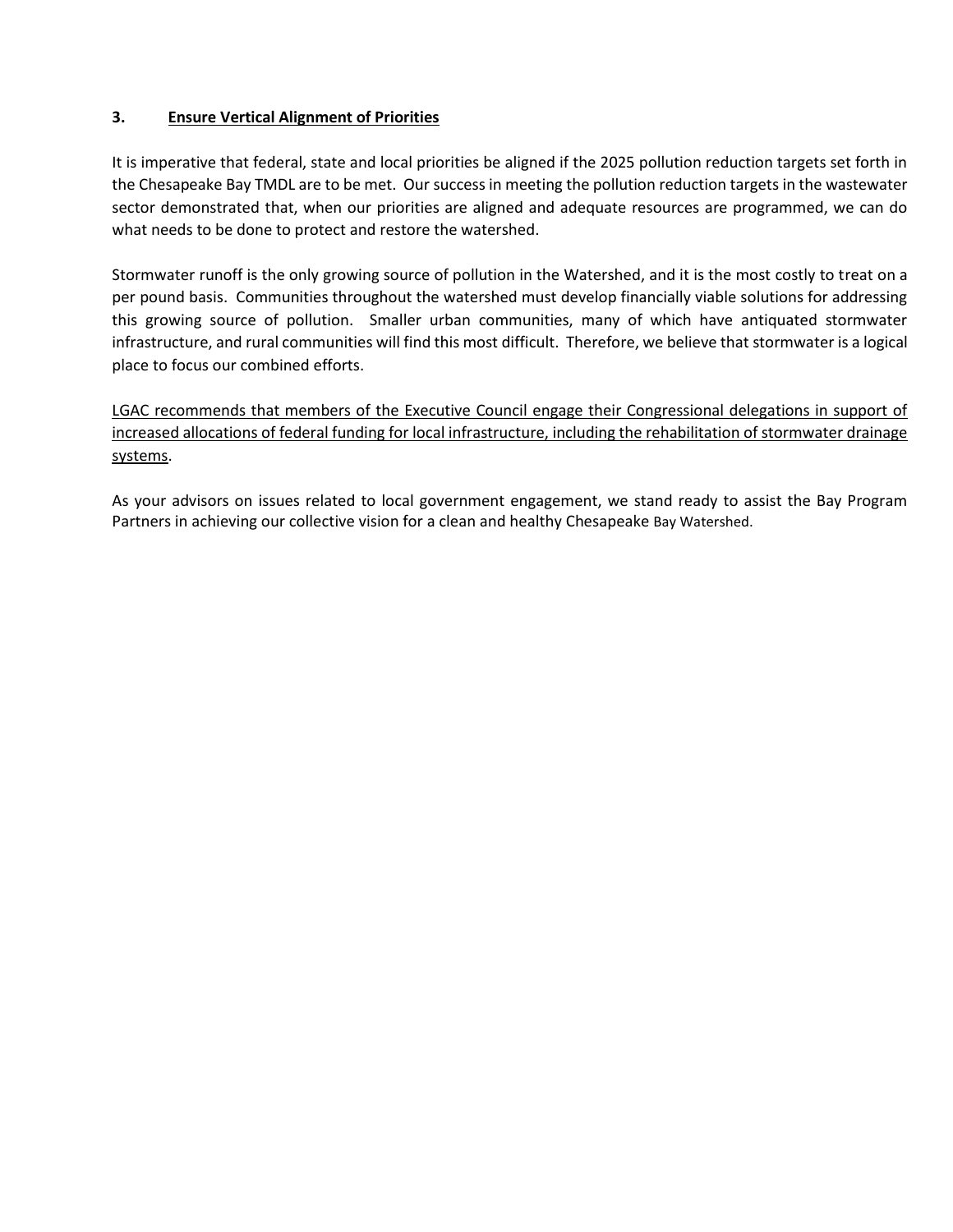### 3. Ensure Vertical Alignment of Priorities

It is imperative that federal, state and local priorities be aligned if the 2025 pollution reduction targets set forth in the Chesapeake Bay TMDL are to be met. Our success in meeting the pollution reduction targets in the wastewater sector demonstrated that, when our priorities are aligned and adequate resources are programmed, we can do what needs to be done to protect and restore the watershed.

Stormwater runoff is the only growing source of pollution in the Watershed, and it is the most costly to treat on a per pound basis. Communities throughout the watershed must develop financially viable solutions for addressing this growing source of pollution. Smaller urban communities, many of which have antiquated stormwater infrastructure, and rural communities will find this most difficult. Therefore, we believe that stormwater is a logical place to focus our combined efforts.

LGAC recommends that members of the Executive Council engage their Congressional delegations in support of increased allocations of federal funding for local infrastructure, including the rehabilitation of stormwater drainage systems.

As your advisors on issues related to local government engagement, we stand ready to assist the Bay Program Partners in achieving our collective vision for a clean and healthy Chesapeake Bay Watershed.